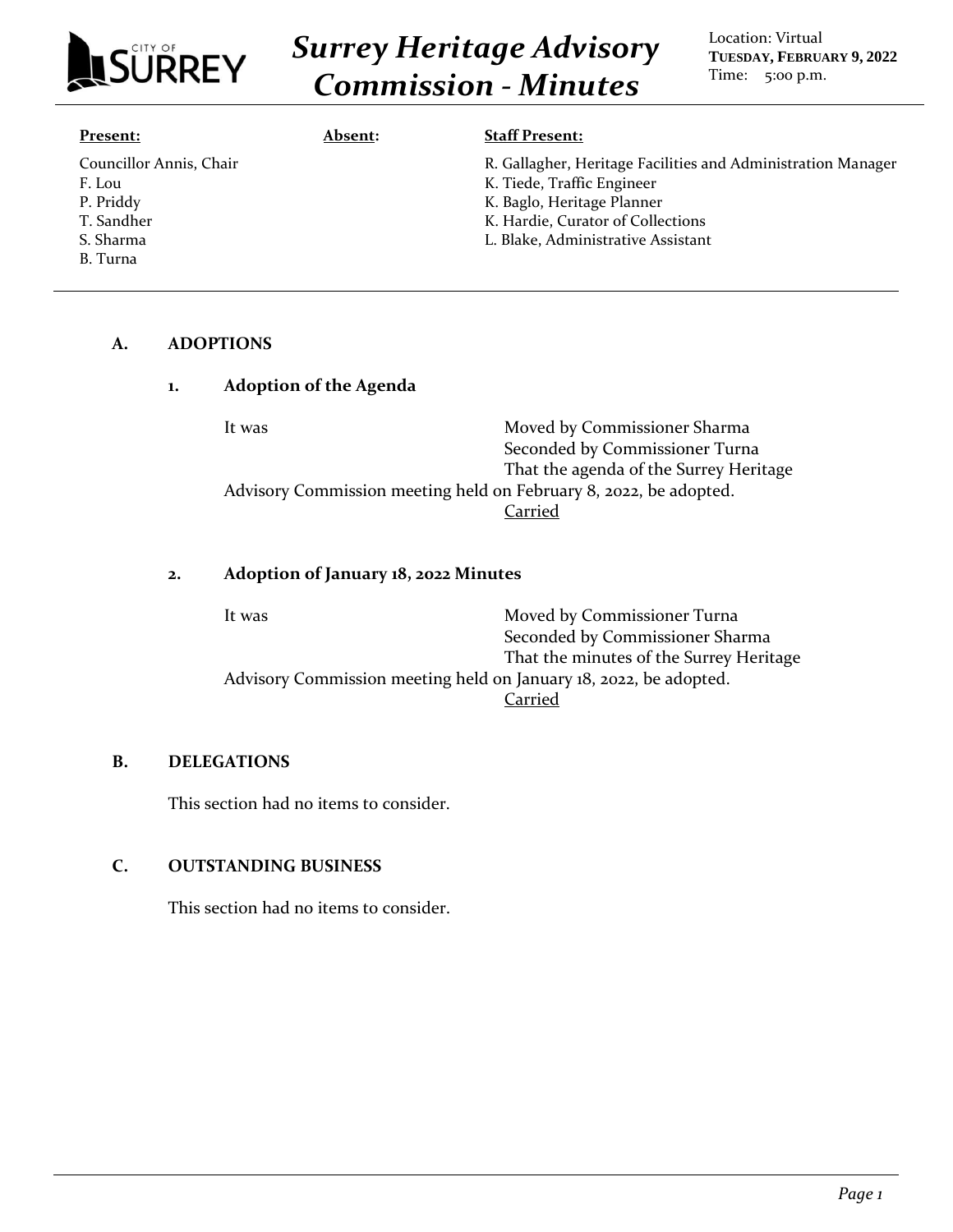# Surrey Heritage Advisory Commission - Minutes

Location: Virtual
**TUESDAY, FEBRUARY 9, 2022**
Time: 5:00 p.m.

| **Present:** | **Absent:** | **Staff Present:** |
|---|---|---|
| Councillor Annis, Chair | | R. Gallagher, Heritage Facilities and Administration Manager |
| F. Lou | | K. Tiede, Traffic Engineer |
| P. Priddy | | K. Baglo, Heritage Planner |
| T. Sandher | | K. Hardie, Curator of Collections |
| S. Sharma | | L. Blake, Administrative Assistant |
| B. Turna | | |

## A. ADOPTIONS

### 1. Adoption of the Agenda

It was Moved by Commissioner Sharma
Seconded by Commissioner Turna
That the agenda of the Surrey Heritage Advisory Commission meeting held on February 8, 2022, be adopted.

Carried

### 2. Adoption of January 18, 2022 Minutes

It was Moved by Commissioner Turna
Seconded by Commissioner Sharma
That the minutes of the Surrey Heritage Advisory Commission meeting held on January 18, 2022, be adopted.

Carried

## B. DELEGATIONS

This section had no items to consider.

## C. OUTSTANDING BUSINESS

This section had no items to consider.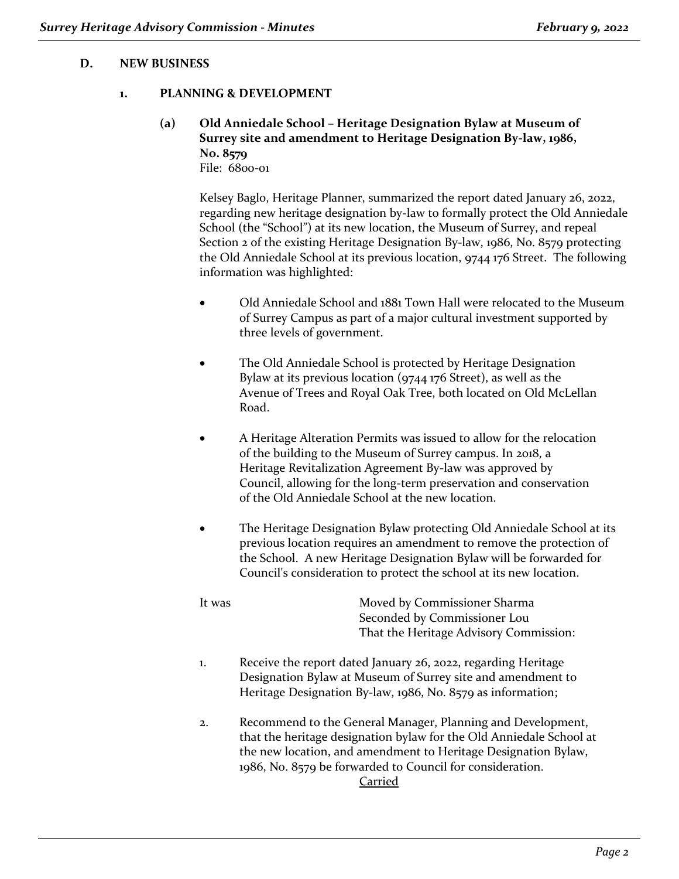## D. NEW BUSINESS

### 1. PLANNING & DEVELOPMENT

#### (a) Old Anniedale School – Heritage Designation Bylaw at Museum of Surrey site and amendment to Heritage Designation By-law, 1986, No. 8579

File: 6800-01

Kelsey Baglo, Heritage Planner, summarized the report dated January 26, 2022, regarding new heritage designation by-law to formally protect the Old Anniedale School (the "School") at its new location, the Museum of Surrey, and repeal Section 2 of the existing Heritage Designation By-law, 1986, No. 8579 protecting the Old Anniedale School at its previous location, 9744 176 Street. The following information was highlighted:

- Old Anniedale School and 1881 Town Hall were relocated to the Museum of Surrey Campus as part of a major cultural investment supported by three levels of government.
- The Old Anniedale School is protected by Heritage Designation Bylaw at its previous location (9744 176 Street), as well as the Avenue of Trees and Royal Oak Tree, both located on Old McLellan Road.
- A Heritage Alteration Permits was issued to allow for the relocation of the building to the Museum of Surrey campus. In 2018, a Heritage Revitalization Agreement By-law was approved by Council, allowing for the long-term preservation and conservation of the Old Anniedale School at the new location.
- The Heritage Designation Bylaw protecting Old Anniedale School at its previous location requires an amendment to remove the protection of the School. A new Heritage Designation Bylaw will be forwarded for Council's consideration to protect the school at its new location.

It was Moved by Commissioner Sharma
Seconded by Commissioner Lou
That the Heritage Advisory Commission:

1. Receive the report dated January 26, 2022, regarding Heritage Designation Bylaw at Museum of Surrey site and amendment to Heritage Designation By-law, 1986, No. 8579 as information;

2. Recommend to the General Manager, Planning and Development, that the heritage designation bylaw for the Old Anniedale School at the new location, and amendment to Heritage Designation Bylaw, 1986, No. 8579 be forwarded to Council for consideration.

<u>Carried</u>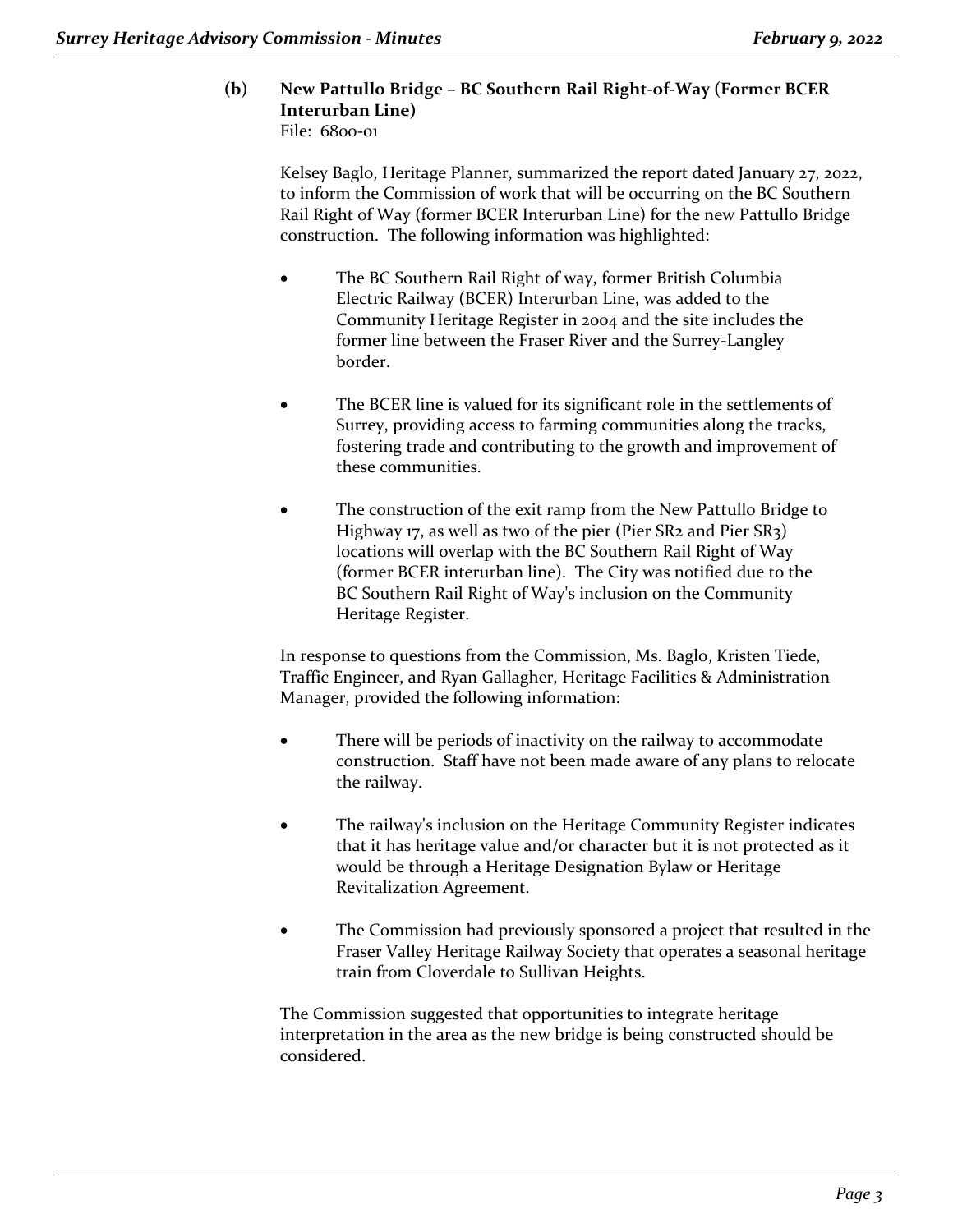**(b) New Pattullo Bridge – BC Southern Rail Right-of-Way (Former BCER Interurban Line)**
File: 6800-01

Kelsey Baglo, Heritage Planner, summarized the report dated January 27, 2022, to inform the Commission of work that will be occurring on the BC Southern Rail Right of Way (former BCER Interurban Line) for the new Pattullo Bridge construction. The following information was highlighted:

- The BC Southern Rail Right of way, former British Columbia Electric Railway (BCER) Interurban Line, was added to the Community Heritage Register in 2004 and the site includes the former line between the Fraser River and the Surrey-Langley border.

- The BCER line is valued for its significant role in the settlements of Surrey, providing access to farming communities along the tracks, fostering trade and contributing to the growth and improvement of these communities.

- The construction of the exit ramp from the New Pattullo Bridge to Highway 17, as well as two of the pier (Pier SR2 and Pier SR3) locations will overlap with the BC Southern Rail Right of Way (former BCER interurban line). The City was notified due to the BC Southern Rail Right of Way's inclusion on the Community Heritage Register.

In response to questions from the Commission, Ms. Baglo, Kristen Tiede, Traffic Engineer, and Ryan Gallagher, Heritage Facilities & Administration Manager, provided the following information:

- There will be periods of inactivity on the railway to accommodate construction. Staff have not been made aware of any plans to relocate the railway.

- The railway's inclusion on the Heritage Community Register indicates that it has heritage value and/or character but it is not protected as it would be through a Heritage Designation Bylaw or Heritage Revitalization Agreement.

- The Commission had previously sponsored a project that resulted in the Fraser Valley Heritage Railway Society that operates a seasonal heritage train from Cloverdale to Sullivan Heights.

The Commission suggested that opportunities to integrate heritage interpretation in the area as the new bridge is being constructed should be considered.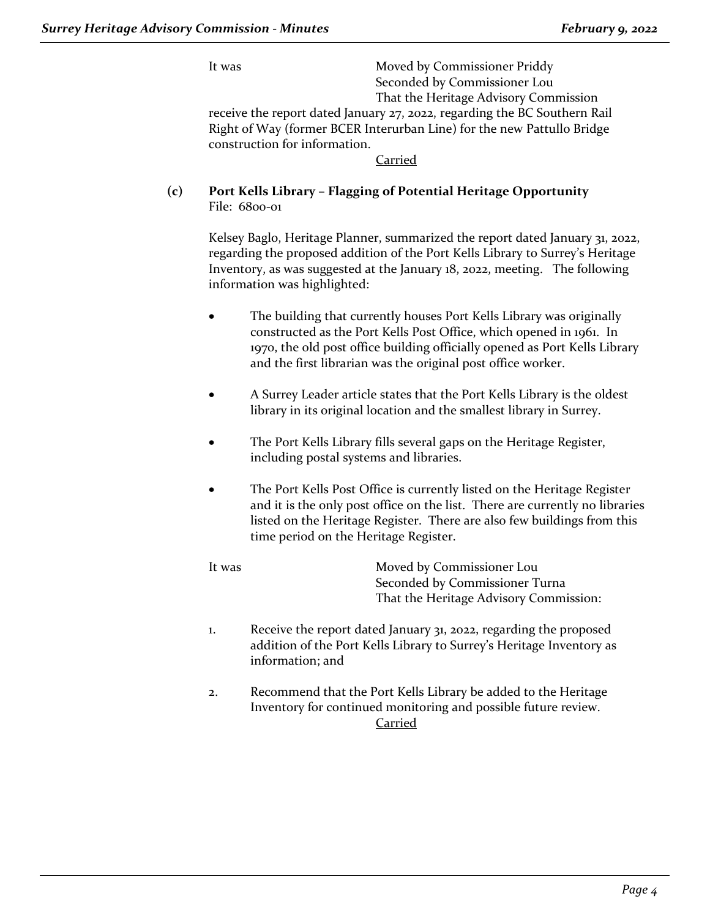It was Moved by Commissioner Priddy
Seconded by Commissioner Lou
That the Heritage Advisory Commission receive the report dated January 27, 2022, regarding the BC Southern Rail Right of Way (former BCER Interurban Line) for the new Pattullo Bridge construction for information.

Carried

**(c) Port Kells Library – Flagging of Potential Heritage Opportunity**
File: 6800-01

Kelsey Baglo, Heritage Planner, summarized the report dated January 31, 2022, regarding the proposed addition of the Port Kells Library to Surrey's Heritage Inventory, as was suggested at the January 18, 2022, meeting. The following information was highlighted:

- The building that currently houses Port Kells Library was originally constructed as the Port Kells Post Office, which opened in 1961. In 1970, the old post office building officially opened as Port Kells Library and the first librarian was the original post office worker.
- A Surrey Leader article states that the Port Kells Library is the oldest library in its original location and the smallest library in Surrey.
- The Port Kells Library fills several gaps on the Heritage Register, including postal systems and libraries.
- The Port Kells Post Office is currently listed on the Heritage Register and it is the only post office on the list. There are currently no libraries listed on the Heritage Register. There are also few buildings from this time period on the Heritage Register.

It was Moved by Commissioner Lou
Seconded by Commissioner Turna
That the Heritage Advisory Commission:

1. Receive the report dated January 31, 2022, regarding the proposed addition of the Port Kells Library to Surrey's Heritage Inventory as information; and
2. Recommend that the Port Kells Library be added to the Heritage Inventory for continued monitoring and possible future review.

Carried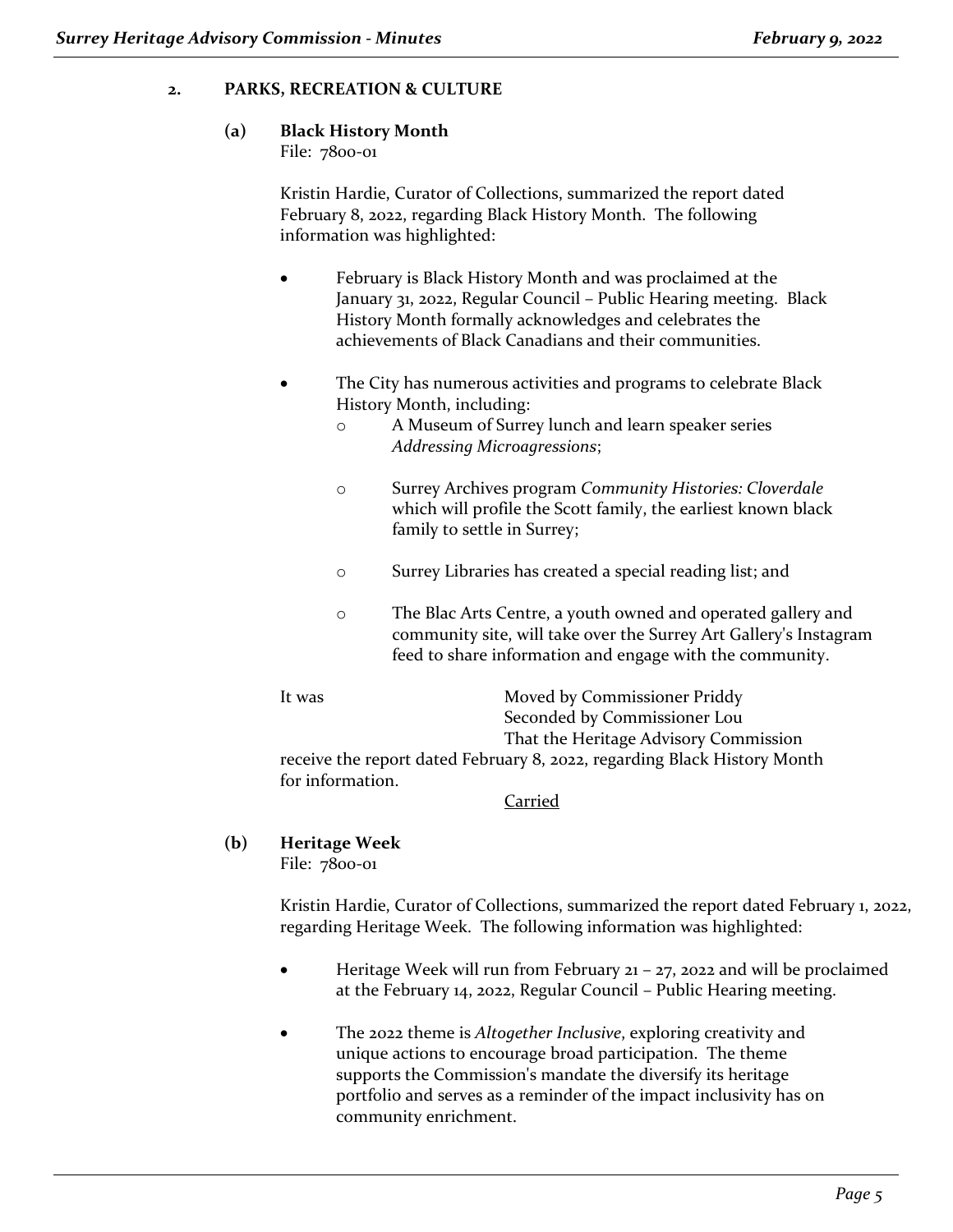## 2. PARKS, RECREATION & CULTURE

### (a) Black History Month

File: 7800-01

Kristin Hardie, Curator of Collections, summarized the report dated February 8, 2022, regarding Black History Month. The following information was highlighted:

- February is Black History Month and was proclaimed at the January 31, 2022, Regular Council – Public Hearing meeting. Black History Month formally acknowledges and celebrates the achievements of Black Canadians and their communities.
- The City has numerous activities and programs to celebrate Black History Month, including:
  - A Museum of Surrey lunch and learn speaker series *Addressing Microagressions*;
  - Surrey Archives program *Community Histories: Cloverdale* which will profile the Scott family, the earliest known black family to settle in Surrey;
  - Surrey Libraries has created a special reading list; and
  - The Blac Arts Centre, a youth owned and operated gallery and community site, will take over the Surrey Art Gallery's Instagram feed to share information and engage with the community.

It was Moved by Commissioner Priddy
Seconded by Commissioner Lou
That the Heritage Advisory Commission receive the report dated February 8, 2022, regarding Black History Month for information.

Carried

### (b) Heritage Week

File: 7800-01

Kristin Hardie, Curator of Collections, summarized the report dated February 1, 2022, regarding Heritage Week. The following information was highlighted:

- Heritage Week will run from February 21 – 27, 2022 and will be proclaimed at the February 14, 2022, Regular Council – Public Hearing meeting.
- The 2022 theme is *Altogether Inclusive*, exploring creativity and unique actions to encourage broad participation. The theme supports the Commission's mandate the diversify its heritage portfolio and serves as a reminder of the impact inclusivity has on community enrichment.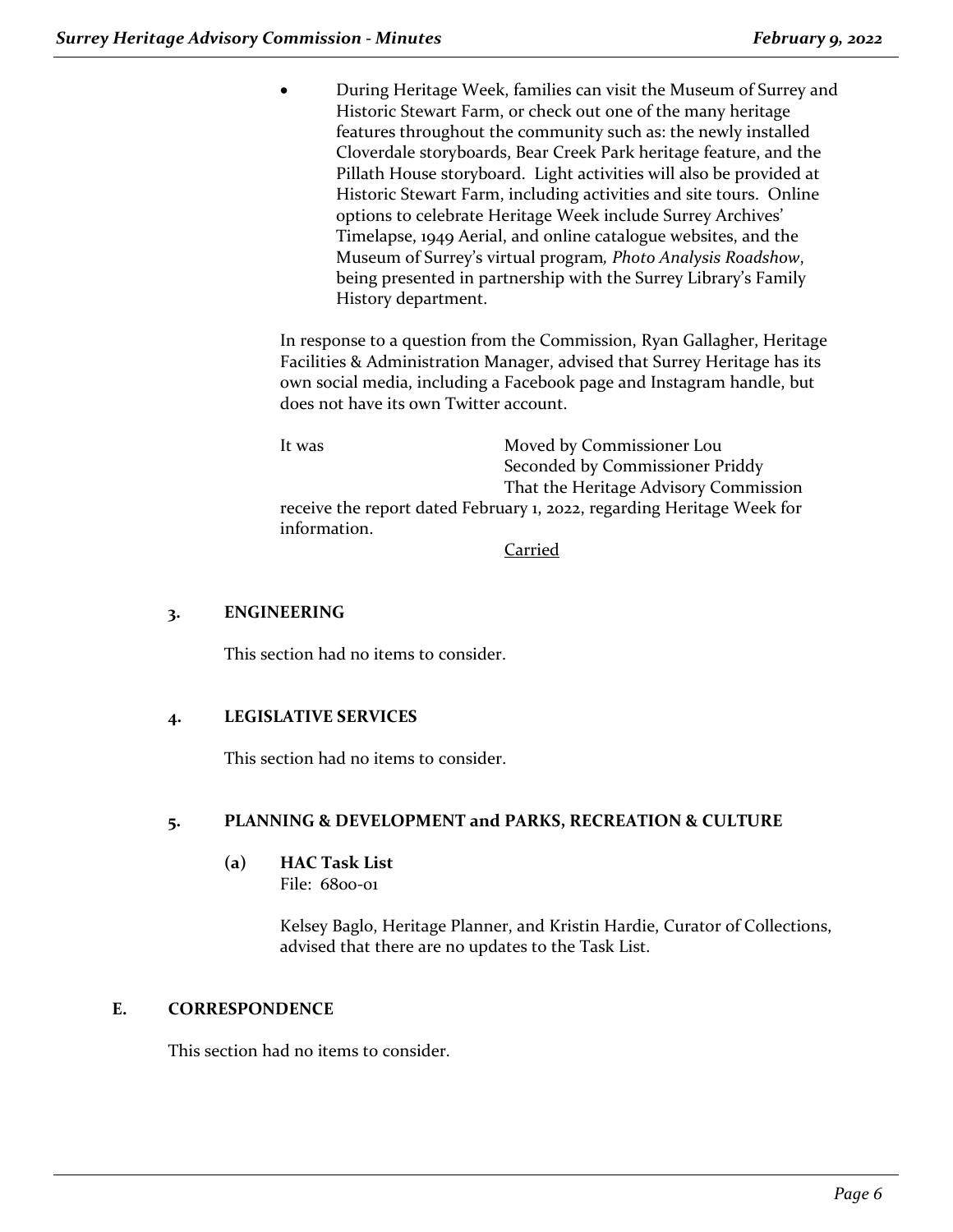- During Heritage Week, families can visit the Museum of Surrey and Historic Stewart Farm, or check out one of the many heritage features throughout the community such as: the newly installed Cloverdale storyboards, Bear Creek Park heritage feature, and the Pillath House storyboard. Light activities will also be provided at Historic Stewart Farm, including activities and site tours. Online options to celebrate Heritage Week include Surrey Archives' Timelapse, 1949 Aerial, and online catalogue websites, and the Museum of Surrey's virtual program, *Photo Analysis Roadshow*, being presented in partnership with the Surrey Library's Family History department.

In response to a question from the Commission, Ryan Gallagher, Heritage Facilities & Administration Manager, advised that Surrey Heritage has its own social media, including a Facebook page and Instagram handle, but does not have its own Twitter account.

It was Moved by Commissioner Lou
Seconded by Commissioner Priddy
That the Heritage Advisory Commission receive the report dated February 1, 2022, regarding Heritage Week for information.

Carried

### 3. ENGINEERING

This section had no items to consider.

### 4. LEGISLATIVE SERVICES

This section had no items to consider.

### 5. PLANNING & DEVELOPMENT and PARKS, RECREATION & CULTURE

#### (a) HAC Task List

File: 6800-01

Kelsey Baglo, Heritage Planner, and Kristin Hardie, Curator of Collections, advised that there are no updates to the Task List.

## E. CORRESPONDENCE

This section had no items to consider.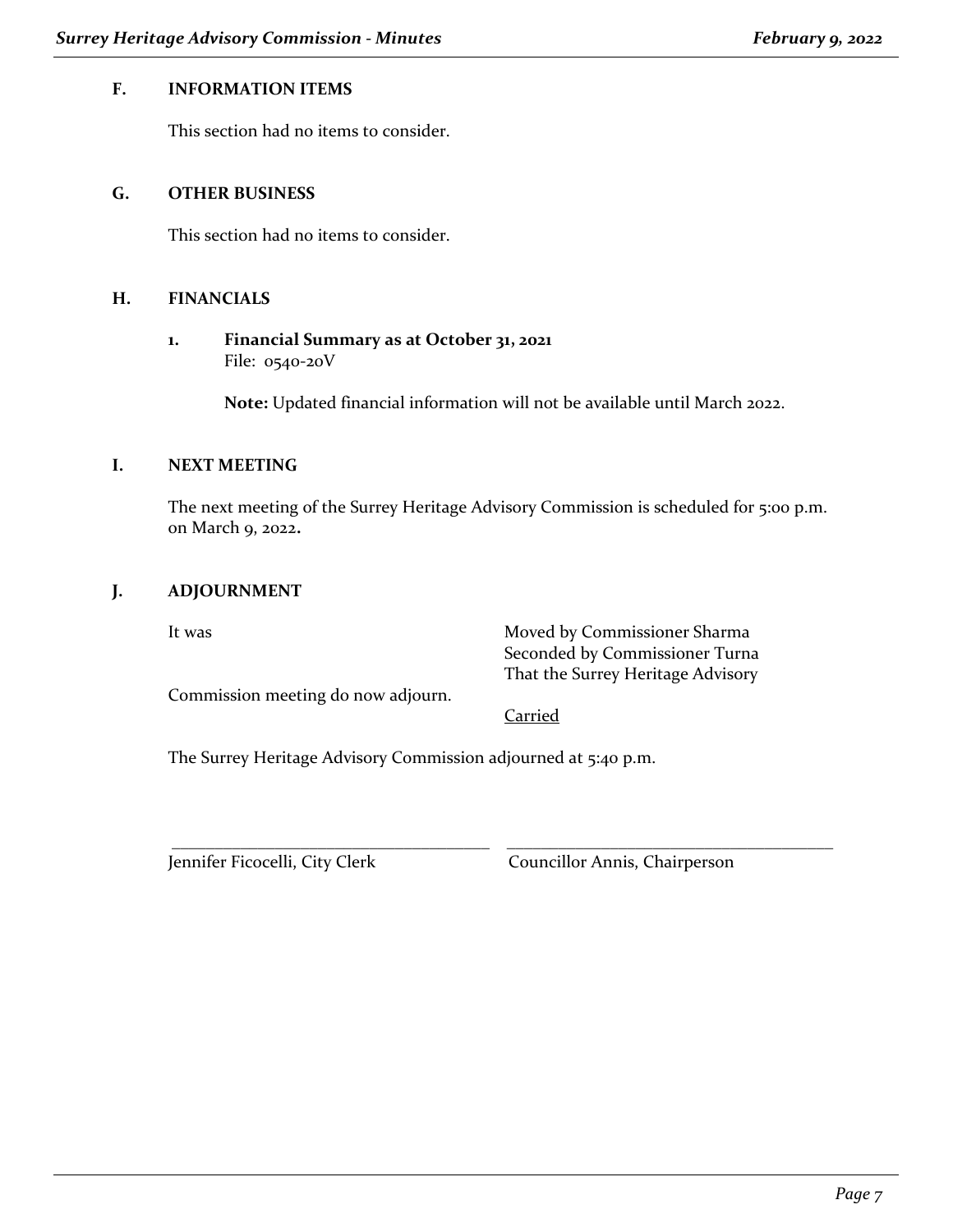## F. INFORMATION ITEMS

This section had no items to consider.

## G. OTHER BUSINESS

This section had no items to consider.

## H. FINANCIALS

### 1. Financial Summary as at October 31, 2021

File: 0540-20V

**Note:** Updated financial information will not be available until March 2022.

## I. NEXT MEETING

The next meeting of the Surrey Heritage Advisory Commission is scheduled for 5:00 p.m. on March 9, 2022**.**

## J. ADJOURNMENT

It was Moved by Commissioner Sharma
Seconded by Commissioner Turna
That the Surrey Heritage Advisory Commission meeting do now adjourn.

Carried

The Surrey Heritage Advisory Commission adjourned at 5:40 p.m.

\_\_\_\_\_\_\_\_\_\_\_\_\_\_\_\_\_\_\_\_\_\_\_\_\_\_\_\_\_\_\_\_\_\_\_\_ \_\_\_\_\_\_\_\_\_\_\_\_\_\_\_\_\_\_\_\_\_\_\_\_\_\_\_\_\_\_\_\_\_\_\_\_

Jennifer Ficocelli, City Clerk Councillor Annis, Chairperson